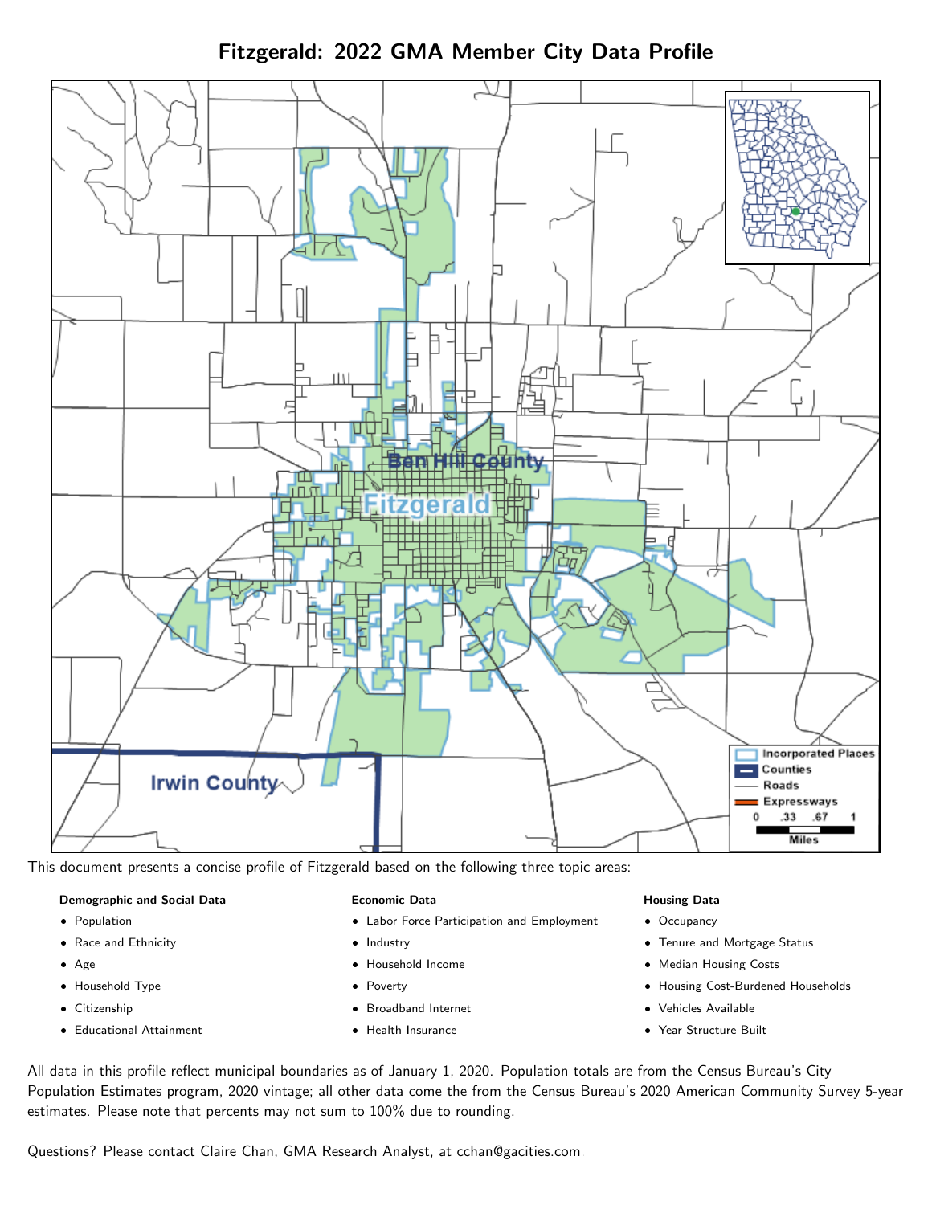# Fitzgerald: 2022 GMA Member City Data Profile

This document presents a concise profile of Fitzgerald based on the following three topic areas:

**Demographic and Social Data**

- Population
- Race and Ethnicity
- Age
- Household Type
- Citizenship
- Educational Attainment

**Economic Data**

- Labor Force Participation and Employment
- Industry
- Household Income
- Poverty
- Broadband Internet
- Health Insurance

**Housing Data**

- Occupancy
- Tenure and Mortgage Status
- Median Housing Costs
- Housing Cost-Burdened Households
- Vehicles Available
- Year Structure Built

All data in this profile reflect municipal boundaries as of January 1, 2020. Population totals are from the Census Bureau's City Population Estimates program, 2020 vintage; all other data come the from the Census Bureau's 2020 American Community Survey 5-year estimates. Please note that percents may not sum to 100% due to rounding.

Questions? Please contact Claire Chan, GMA Research Analyst, at cchan@gacities.com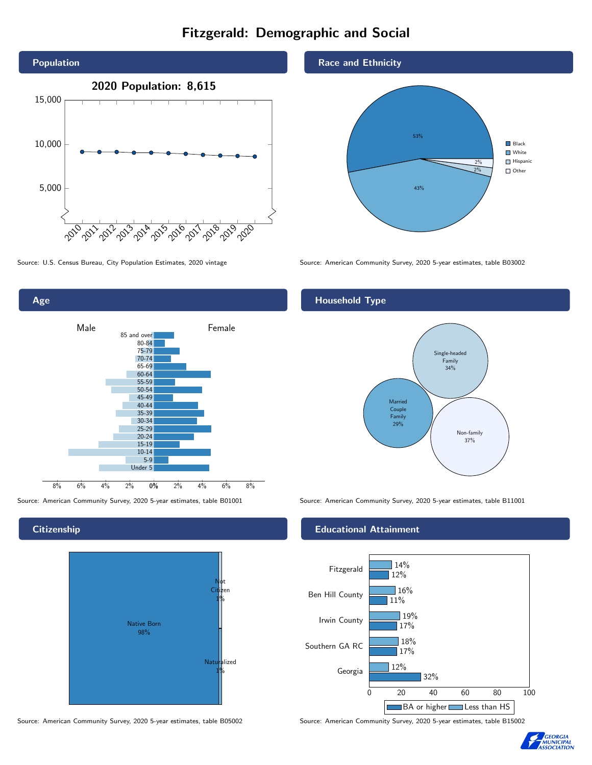# Fitzgerald: Demographic and Social

## Population

2020 Population: 8,615

Source: U.S. Census Bureau, City Population Estimates, 2020 vintage

## Race and Ethnicity

| Race/Ethnicity | Percent |
|---|---|
| Black | 53% |
| White | 43% |
| Hispanic | 2% |
| Other | 2% |

Source: American Community Survey, 2020 5-year estimates, table B03002

## Age

Male / Female

85 and over, 80-84, 75-79, 70-74, 65-69, 60-64, 55-59, 50-54, 45-49, 40-44, 35-39, 30-34, 25-29, 20-24, 15-19, 10-14, 5-9, Under 5

Source: American Community Survey, 2020 5-year estimates, table B01001

## Household Type

| Household Type | Percent |
|---|---|
| Single-headed Family | 34% |
| Married Couple Family | 29% |
| Non-family | 37% |

Source: American Community Survey, 2020 5-year estimates, table B11001

## Citizenship

| Citizenship | Percent |
|---|---|
| Native Born | 98% |
| Not Citizen | 1% |
| Naturalized | 1% |

Source: American Community Survey, 2020 5-year estimates, table B05002

## Educational Attainment

| Area | Less than HS | BA or higher |
|---|---|---|
| Fitzgerald | 14% | 12% |
| Ben Hill County | 16% | 11% |
| Irwin County | 19% | 17% |
| Southern GA RC | 18% | 17% |
| Georgia | 12% | 32% |

Source: American Community Survey, 2020 5-year estimates, table B15002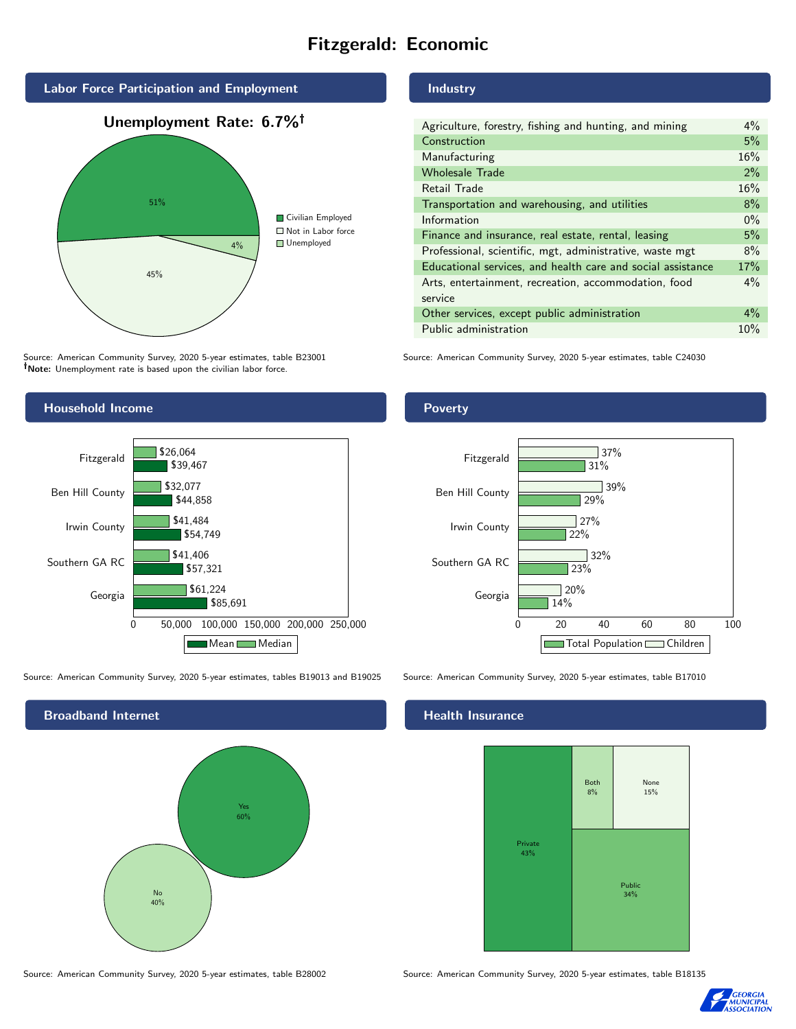# Fitzgerald: Economic

## Labor Force Participation and Employment

**Unemployment Rate: 6.7%†**

| Category | Percent |
| --- | --- |
| Civilian Employed | 51% |
| Not in Labor force | 45% |
| Unemployed | 4% |

Source: American Community Survey, 2020 5-year estimates, table B23001
**†Note:** Unemployment rate is based upon the civilian labor force.

## Industry

| Industry | Percent |
| --- | --- |
| Agriculture, forestry, fishing and hunting, and mining | 4% |
| Construction | 5% |
| Manufacturing | 16% |
| Wholesale Trade | 2% |
| Retail Trade | 16% |
| Transportation and warehousing, and utilities | 8% |
| Information | 0% |
| Finance and insurance, real estate, rental, leasing | 5% |
| Professional, scientific, mgt, administrative, waste mgt | 8% |
| Educational services, and health care and social assistance | 17% |
| Arts, entertainment, recreation, accommodation, food service | 4% |
| Other services, except public administration | 4% |
| Public administration | 10% |

Source: American Community Survey, 2020 5-year estimates, table C24030

## Household Income

| Area | Median | Mean |
| --- | --- | --- |
| Fitzgerald | $26,064 | $39,467 |
| Ben Hill County | $32,077 | $44,858 |
| Irwin County | $41,484 | $54,749 |
| Southern GA RC | $41,406 | $57,321 |
| Georgia | $61,224 | $85,691 |

Source: American Community Survey, 2020 5-year estimates, tables B19013 and B19025

## Poverty

| Area | Children | Total Population |
| --- | --- | --- |
| Fitzgerald | 37% | 31% |
| Ben Hill County | 39% | 29% |
| Irwin County | 27% | 22% |
| Southern GA RC | 32% | 23% |
| Georgia | 20% | 14% |

Source: American Community Survey, 2020 5-year estimates, table B17010

## Broadband Internet

| Response | Percent |
| --- | --- |
| Yes | 60% |
| No | 40% |

Source: American Community Survey, 2020 5-year estimates, table B28002

## Health Insurance

| Type | Percent |
| --- | --- |
| Private | 43% |
| Public | 34% |
| Both | 8% |
| None | 15% |

Source: American Community Survey, 2020 5-year estimates, table B18135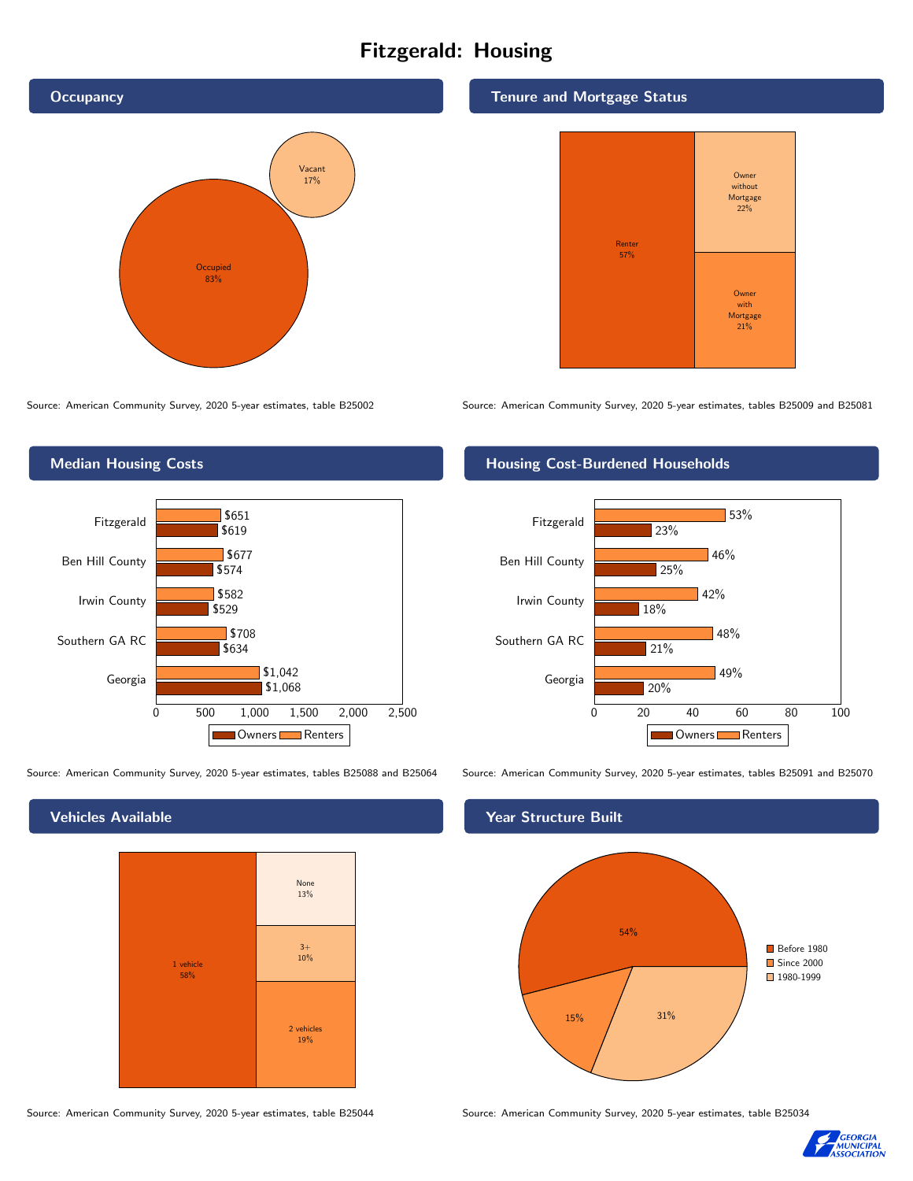# Fitzgerald: Housing

## Occupancy

Vacant
17%

Occupied
83%

Source: American Community Survey, 2020 5-year estimates, table B25002

## Tenure and Mortgage Status

Renter
57%

Owner without Mortgage
22%

Owner with Mortgage
21%

Source: American Community Survey, 2020 5-year estimates, tables B25009 and B25081

## Median Housing Costs

Fitzgerald
$651
$619

Ben Hill County
$677
$574

Irwin County
$582
$529

Southern GA RC
$708
$634

Georgia
$1,042
$1,068

0 500 1,000 1,500 2,000 2,500

Owners Renters

Source: American Community Survey, 2020 5-year estimates, tables B25088 and B25064

## Housing Cost-Burdened Households

Fitzgerald
53%
23%

Ben Hill County
46%
25%

Irwin County
42%
18%

Southern GA RC
48%
21%

Georgia
49%
20%

0 20 40 60 80 100

Owners Renters

Source: American Community Survey, 2020 5-year estimates, tables B25091 and B25070

## Vehicles Available

1 vehicle
58%

None
13%

3+
10%

2 vehicles
19%

Source: American Community Survey, 2020 5-year estimates, table B25044

## Year Structure Built

54%
15%
31%

Before 1980
Since 2000
1980-1999

Source: American Community Survey, 2020 5-year estimates, table B25034